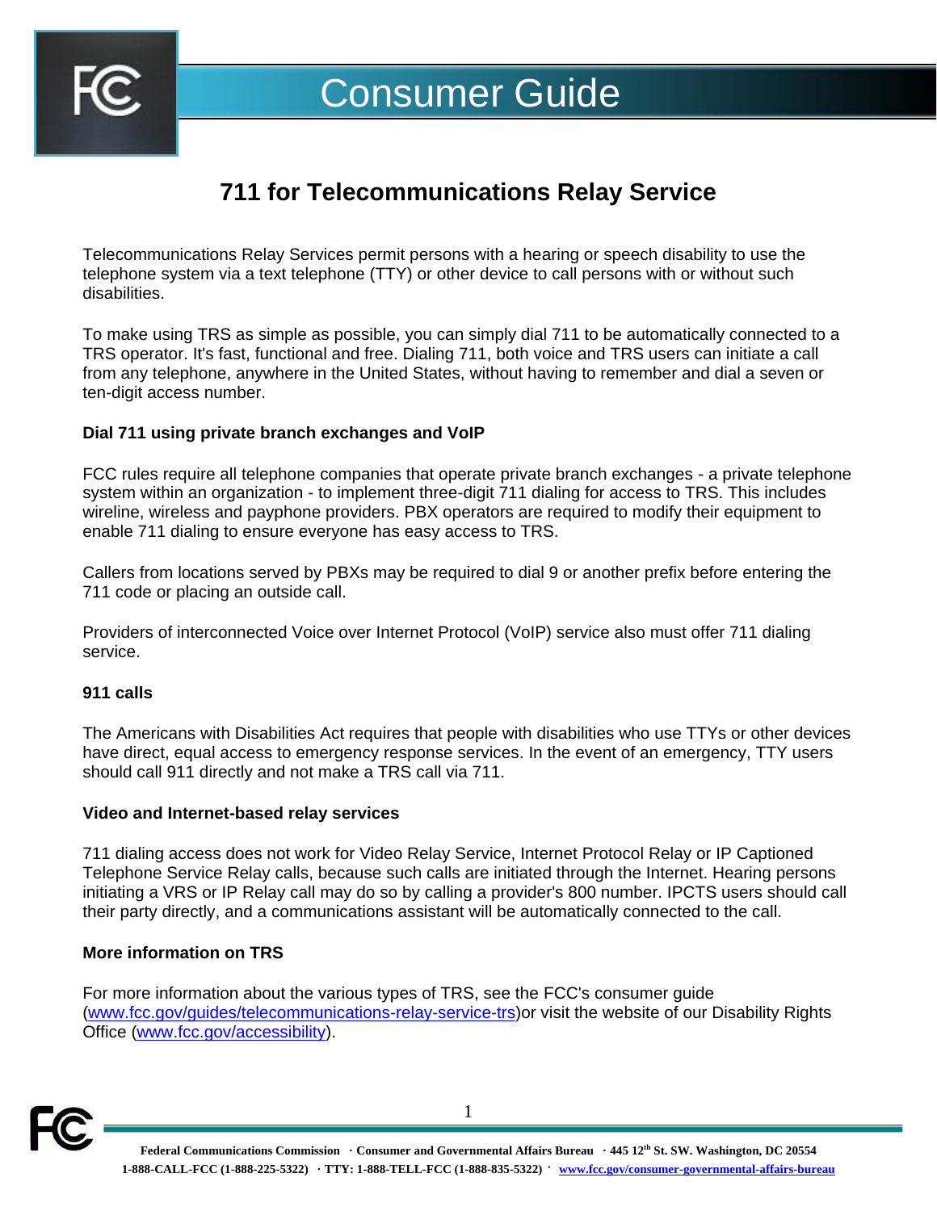# Consumer Guide

## 711 for Telecommunications Relay Service

Telecommunications Relay Services permit persons with a hearing or speech disability to use the telephone system via a text telephone (TTY) or other device to call persons with or without such disabilities.

To make using TRS as simple as possible, you can simply dial 711 to be automatically connected to a TRS operator. It's fast, functional and free. Dialing 711, both voice and TRS users can initiate a call from any telephone, anywhere in the United States, without having to remember and dial a seven or ten-digit access number.

### Dial 711 using private branch exchanges and VoIP

FCC rules require all telephone companies that operate private branch exchanges - a private telephone system within an organization - to implement three-digit 711 dialing for access to TRS. This includes wireline, wireless and payphone providers. PBX operators are required to modify their equipment to enable 711 dialing to ensure everyone has easy access to TRS.

Callers from locations served by PBXs may be required to dial 9 or another prefix before entering the 711 code or placing an outside call.

Providers of interconnected Voice over Internet Protocol (VoIP) service also must offer 711 dialing service.

### 911 calls

The Americans with Disabilities Act requires that people with disabilities who use TTYs or other devices have direct, equal access to emergency response services. In the event of an emergency, TTY users should call 911 directly and not make a TRS call via 711.

### Video and Internet-based relay services

711 dialing access does not work for Video Relay Service, Internet Protocol Relay or IP Captioned Telephone Service Relay calls, because such calls are initiated through the Internet. Hearing persons initiating a VRS or IP Relay call may do so by calling a provider's 800 number. IPCTS users should call their party directly, and a communications assistant will be automatically connected to the call.

### More information on TRS

For more information about the various types of TRS, see the FCC's consumer guide (www.fcc.gov/guides/telecommunications-relay-service-trs)or visit the website of our Disability Rights Office (www.fcc.gov/accessibility).

**Federal Communications Commission · Consumer and Governmental Affairs Bureau · 445 12th St. SW. Washington, DC 20554**
**1-888-CALL-FCC (1-888-225-5322) · TTY: 1-888-TELL-FCC (1-888-835-5322) · www.fcc.gov/consumer-governmental-affairs-bureau**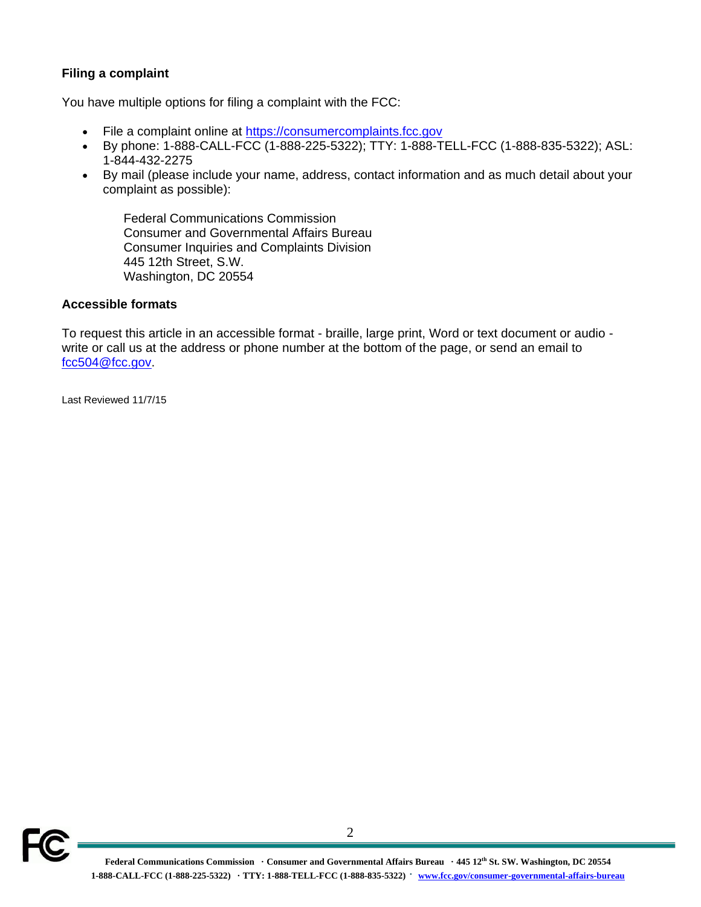### Filing a complaint

You have multiple options for filing a complaint with the FCC:

- File a complaint online at https://consumercomplaints.fcc.gov
- By phone: 1-888-CALL-FCC (1-888-225-5322); TTY: 1-888-TELL-FCC (1-888-835-5322); ASL: 1-844-432-2275
- By mail (please include your name, address, contact information and as much detail about your complaint as possible):

  Federal Communications Commission
  Consumer and Governmental Affairs Bureau
  Consumer Inquiries and Complaints Division
  445 12th Street, S.W.
  Washington, DC 20554

### Accessible formats

To request this article in an accessible format - braille, large print, Word or text document or audio - write or call us at the address or phone number at the bottom of the page, or send an email to fcc504@fcc.gov.

Last Reviewed 11/7/15